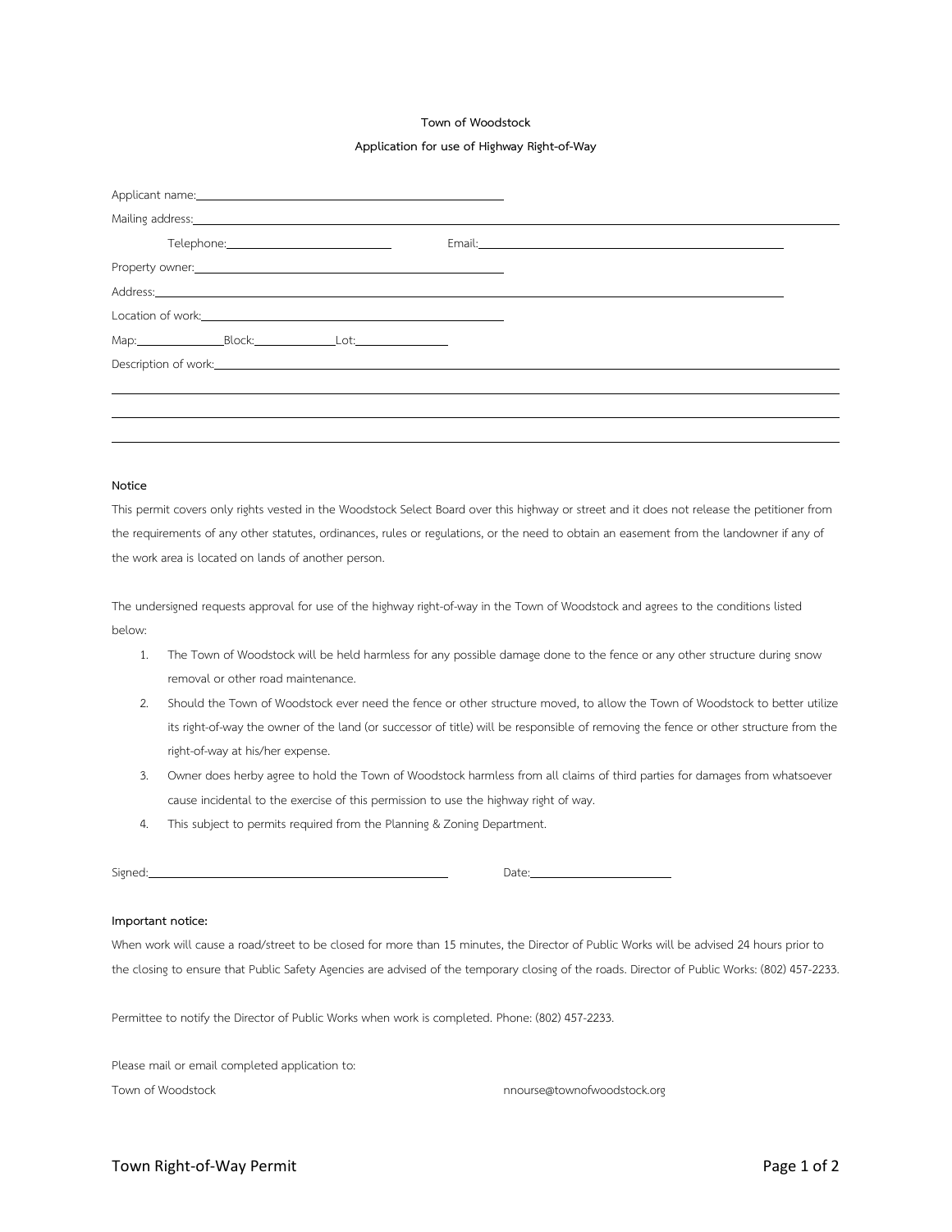**Town of Woodstock**

**Application for use of Highway Right-of-Way**

Applicant name: \_\_\_\_\_\_\_\_\_\_\_\_\_\_\_\_\_\_\_\_\_\_\_\_\_\_\_\_\_\_\_\_\_\_\_\_\_\_\_\_

Mailing address: \_\_\_\_\_\_\_\_\_\_\_\_\_\_\_\_\_\_\_\_\_\_\_\_\_\_\_\_\_\_\_\_\_\_\_\_\_\_\_\_\_\_\_\_\_\_\_\_\_\_\_\_\_\_\_\_\_\_\_\_\_\_\_\_\_\_\_\_\_\_

Telephone: \_\_\_\_\_\_\_\_\_\_\_\_\_\_\_\_\_\_\_\_\_\_ Email: \_\_\_\_\_\_\_\_\_\_\_\_\_\_\_\_\_\_\_\_\_\_\_\_\_\_\_\_\_\_\_\_\_\_\_\_\_\_\_\_

Property owner: \_\_\_\_\_\_\_\_\_\_\_\_\_\_\_\_\_\_\_\_\_\_\_\_\_\_\_\_\_\_\_\_\_\_\_\_\_\_\_\_

Address: \_\_\_\_\_\_\_\_\_\_\_\_\_\_\_\_\_\_\_\_\_\_\_\_\_\_\_\_\_\_\_\_\_\_\_\_\_\_\_\_\_\_\_\_\_\_\_\_\_\_\_\_\_\_\_\_\_\_\_\_\_\_\_\_\_\_

Location of work: \_\_\_\_\_\_\_\_\_\_\_\_\_\_\_\_\_\_\_\_\_\_\_\_\_\_\_\_\_\_\_\_\_\_\_\_\_\_\_\_

Map: \_\_\_\_\_\_\_\_\_\_\_\_ Block: \_\_\_\_\_\_\_\_\_\_\_\_ Lot: \_\_\_\_\_\_\_\_\_\_\_\_

Description of work: \_\_\_\_\_\_\_\_\_\_\_\_\_\_\_\_\_\_\_\_\_\_\_\_\_\_\_\_\_\_\_\_\_\_\_\_\_\_\_\_\_\_\_\_\_\_\_\_\_\_\_\_\_\_\_\_\_\_\_\_\_\_\_\_\_\_

\_\_\_\_\_\_\_\_\_\_\_\_\_\_\_\_\_\_\_\_\_\_\_\_\_\_\_\_\_\_\_\_\_\_\_\_\_\_\_\_\_\_\_\_\_\_\_\_\_\_\_\_\_\_\_\_\_\_\_\_\_\_\_\_\_\_\_\_\_\_\_\_\_\_\_\_\_\_\_\_

\_\_\_\_\_\_\_\_\_\_\_\_\_\_\_\_\_\_\_\_\_\_\_\_\_\_\_\_\_\_\_\_\_\_\_\_\_\_\_\_\_\_\_\_\_\_\_\_\_\_\_\_\_\_\_\_\_\_\_\_\_\_\_\_\_\_\_\_\_\_\_\_\_\_\_\_\_\_\_\_

\_\_\_\_\_\_\_\_\_\_\_\_\_\_\_\_\_\_\_\_\_\_\_\_\_\_\_\_\_\_\_\_\_\_\_\_\_\_\_\_\_\_\_\_\_\_\_\_\_\_\_\_\_\_\_\_\_\_\_\_\_\_\_\_\_\_\_\_\_\_\_\_\_\_\_\_\_\_\_\_

**Notice**

This permit covers only rights vested in the Woodstock Select Board over this highway or street and it does not release the petitioner from the requirements of any other statutes, ordinances, rules or regulations, or the need to obtain an easement from the landowner if any of the work area is located on lands of another person.

The undersigned requests approval for use of the highway right-of-way in the Town of Woodstock and agrees to the conditions listed below:

1. The Town of Woodstock will be held harmless for any possible damage done to the fence or any other structure during snow removal or other road maintenance.
2. Should the Town of Woodstock ever need the fence or other structure moved, to allow the Town of Woodstock to better utilize its right-of-way the owner of the land (or successor of title) will be responsible of removing the fence or other structure from the right-of-way at his/her expense.
3. Owner does herby agree to hold the Town of Woodstock harmless from all claims of third parties for damages from whatsoever cause incidental to the exercise of this permission to use the highway right of way.
4. This subject to permits required from the Planning & Zoning Department.

Signed: \_\_\_\_\_\_\_\_\_\_\_\_\_\_\_\_\_\_\_\_\_\_\_\_\_\_\_\_\_\_\_\_\_\_\_\_ Date: \_\_\_\_\_\_\_\_\_\_\_\_\_\_\_\_\_\_\_\_

**Important notice:**

When work will cause a road/street to be closed for more than 15 minutes, the Director of Public Works will be advised 24 hours prior to the closing to ensure that Public Safety Agencies are advised of the temporary closing of the roads. Director of Public Works: (802) 457-2233.

Permittee to notify the Director of Public Works when work is completed. Phone: (802) 457-2233.

Please mail or email completed application to:

Town of Woodstock

nnourse@townofwoodstock.org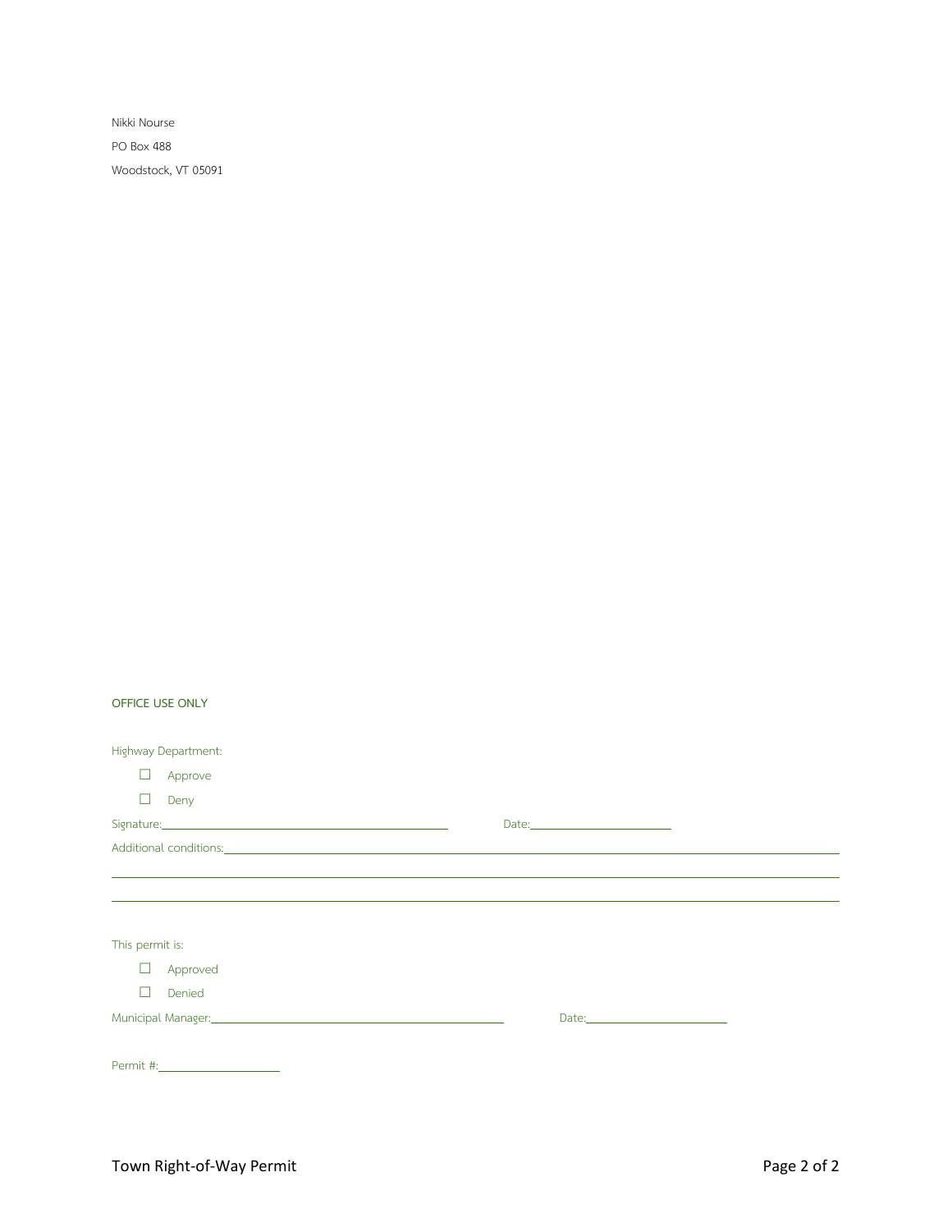Nikki Nourse

PO Box 488

Woodstock, VT 05091

OFFICE USE ONLY

Highway Department:

- ☐ Approve
- ☐ Deny

Signature:\_\_\_\_\_\_\_\_\_\_\_\_\_\_\_\_\_\_\_\_\_\_\_\_\_\_\_\_\_\_\_\_\_\_\_\_\_\_\_\_ Date:\_\_\_\_\_\_\_\_\_\_\_\_\_\_\_\_\_\_\_\_\_\_

Additional conditions:\_\_\_\_\_\_\_\_\_\_\_\_\_\_\_\_\_\_\_\_\_\_\_\_\_\_\_\_\_\_\_\_\_\_\_\_\_\_\_\_\_\_\_\_\_\_\_\_\_\_\_\_\_\_\_\_\_\_\_\_\_\_\_\_\_\_\_\_\_\_\_\_\_\_\_\_\_\_

\_\_\_\_\_\_\_\_\_\_\_\_\_\_\_\_\_\_\_\_\_\_\_\_\_\_\_\_\_\_\_\_\_\_\_\_\_\_\_\_\_\_\_\_\_\_\_\_\_\_\_\_\_\_\_\_\_\_\_\_\_\_\_\_\_\_\_\_\_\_\_\_\_\_\_\_\_\_\_\_\_\_\_\_\_\_\_\_\_\_\_\_\_\_\_\_\_\_\_\_\_\_

\_\_\_\_\_\_\_\_\_\_\_\_\_\_\_\_\_\_\_\_\_\_\_\_\_\_\_\_\_\_\_\_\_\_\_\_\_\_\_\_\_\_\_\_\_\_\_\_\_\_\_\_\_\_\_\_\_\_\_\_\_\_\_\_\_\_\_\_\_\_\_\_\_\_\_\_\_\_\_\_\_\_\_\_\_\_\_\_\_\_\_\_\_\_\_\_\_\_\_\_\_\_

This permit is:

- ☐ Approved
- ☐ Denied

Municipal Manager:\_\_\_\_\_\_\_\_\_\_\_\_\_\_\_\_\_\_\_\_\_\_\_\_\_\_\_\_\_\_\_\_\_\_\_\_\_\_\_\_ Date:\_\_\_\_\_\_\_\_\_\_\_\_\_\_\_\_\_\_\_\_\_\_

Permit #:\_\_\_\_\_\_\_\_\_\_\_\_\_\_\_\_\_\_